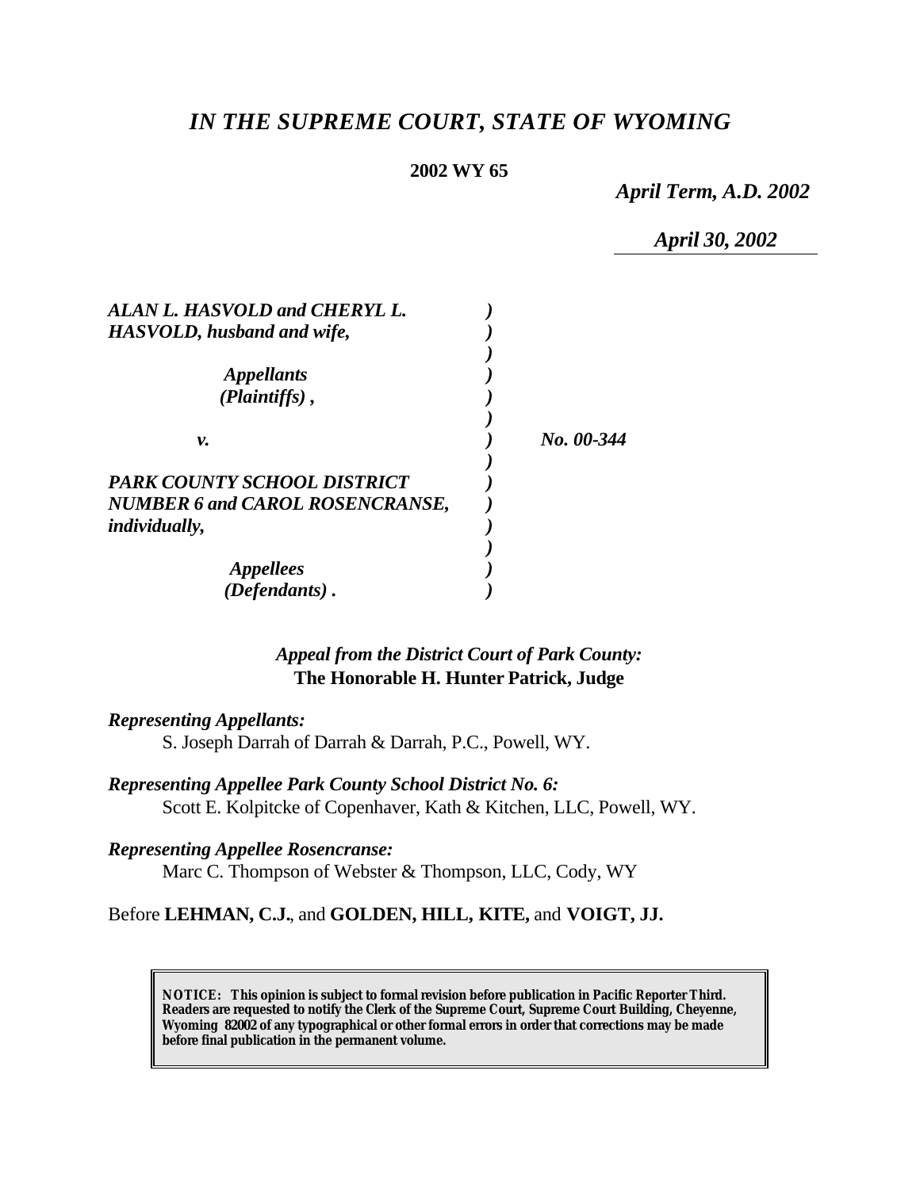# *IN THE SUPREME COURT, STATE OF WYOMING*

**2002 WY 65**

*April Term, A.D. 2002*

*April 30, 2002*

| | | |
|---|---|---|
| ***ALAN L. HASVOLD and CHERYL L. HASVOLD, husband and wife,*** | ***)*** | |
| ***Appellants (Plaintiffs) ,*** | ***)*** | |
| ***v.*** | ***)*** | ***No. 00-344*** |
| ***PARK COUNTY SCHOOL DISTRICT NUMBER 6 and CAROL ROSENCRANSE, individually,*** | ***)*** | |
| ***Appellees (Defendants) .*** | ***)*** | |

*Appeal from the District Court of Park County:*
**The Honorable H. Hunter Patrick, Judge**

***Representing Appellants:***
S. Joseph Darrah of Darrah & Darrah, P.C., Powell, WY.

***Representing Appellee Park County School District No. 6:***
Scott E. Kolpitcke of Copenhaver, Kath & Kitchen, LLC, Powell, WY.

***Representing Appellee Rosencranse:***
Marc C. Thompson of Webster & Thompson, LLC, Cody, WY

Before **LEHMAN, C.J.**, and **GOLDEN, HILL, KITE,** and **VOIGT, JJ.**

**NOTICE: This opinion is subject to formal revision before publication in Pacific Reporter Third. Readers are requested to notify the Clerk of the Supreme Court, Supreme Court Building, Cheyenne, Wyoming 82002 of any typographical or other formal errors in order that corrections may be made before final publication in the permanent volume.**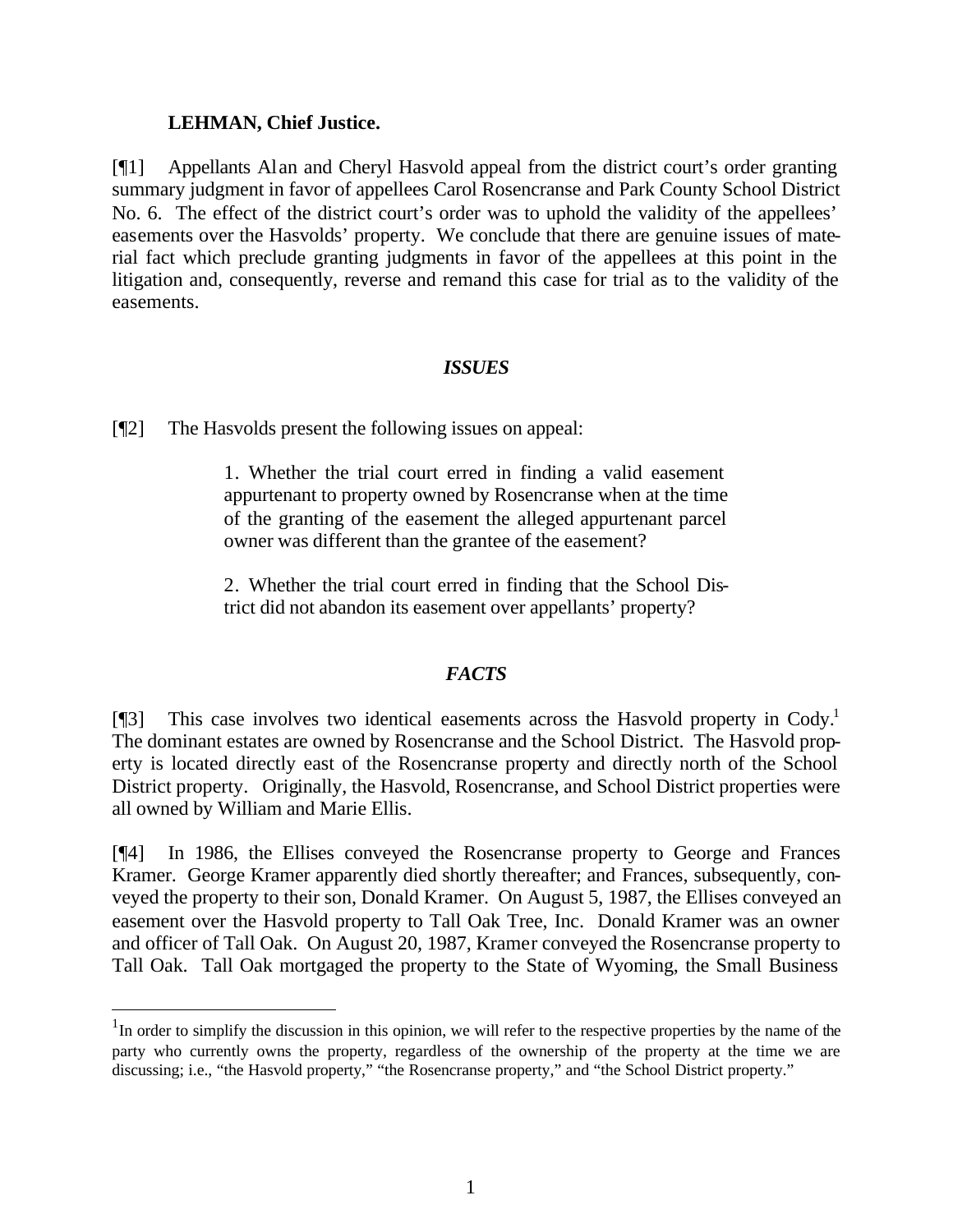**LEHMAN, Chief Justice.**

[¶1] Appellants Alan and Cheryl Hasvold appeal from the district court's order granting summary judgment in favor of appellees Carol Rosencranse and Park County School District No. 6. The effect of the district court's order was to uphold the validity of the appellees' easements over the Hasvolds' property. We conclude that there are genuine issues of material fact which preclude granting judgments in favor of the appellees at this point in the litigation and, consequently, reverse and remand this case for trial as to the validity of the easements.

## *ISSUES*

[¶2] The Hasvolds present the following issues on appeal:

> 1. Whether the trial court erred in finding a valid easement appurtenant to property owned by Rosencranse when at the time of the granting of the easement the alleged appurtenant parcel owner was different than the grantee of the easement?
>
> 2. Whether the trial court erred in finding that the School District did not abandon its easement over appellants' property?

## *FACTS*

[¶3] This case involves two identical easements across the Hasvold property in Cody.[1] The dominant estates are owned by Rosencranse and the School District. The Hasvold property is located directly east of the Rosencranse property and directly north of the School District property. Originally, the Hasvold, Rosencranse, and School District properties were all owned by William and Marie Ellis.

[¶4] In 1986, the Ellises conveyed the Rosencranse property to George and Frances Kramer. George Kramer apparently died shortly thereafter; and Frances, subsequently, conveyed the property to their son, Donald Kramer. On August 5, 1987, the Ellises conveyed an easement over the Hasvold property to Tall Oak Tree, Inc. Donald Kramer was an owner and officer of Tall Oak. On August 20, 1987, Kramer conveyed the Rosencranse property to Tall Oak. Tall Oak mortgaged the property to the State of Wyoming, the Small Business

[1] In order to simplify the discussion in this opinion, we will refer to the respective properties by the name of the party who currently owns the property, regardless of the ownership of the property at the time we are discussing; i.e., "the Hasvold property," "the Rosencranse property," and "the School District property."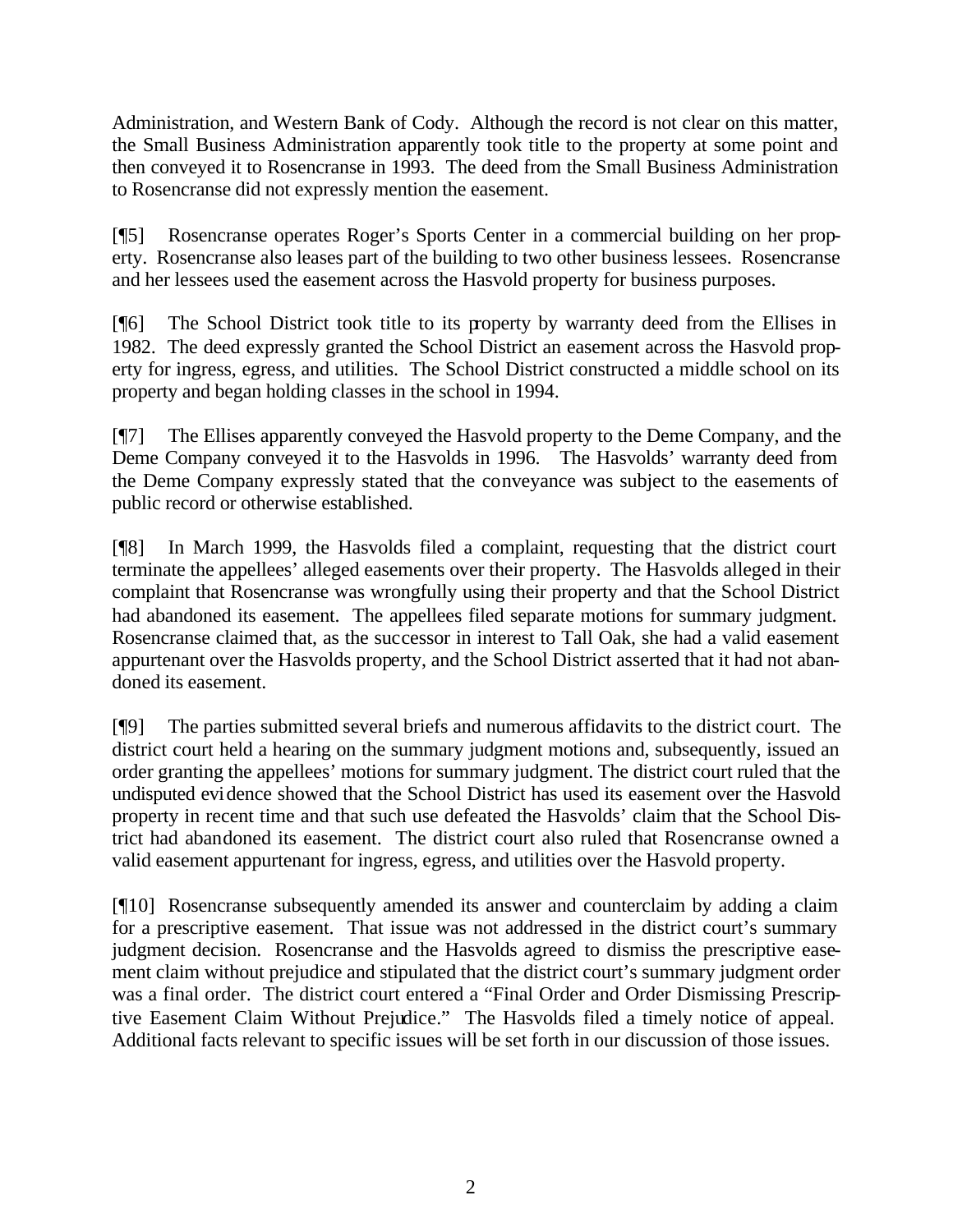Administration, and Western Bank of Cody. Although the record is not clear on this matter, the Small Business Administration apparently took title to the property at some point and then conveyed it to Rosencranse in 1993. The deed from the Small Business Administration to Rosencranse did not expressly mention the easement.

[¶5] Rosencranse operates Roger's Sports Center in a commercial building on her property. Rosencranse also leases part of the building to two other business lessees. Rosencranse and her lessees used the easement across the Hasvold property for business purposes.

[¶6] The School District took title to its property by warranty deed from the Ellises in 1982. The deed expressly granted the School District an easement across the Hasvold property for ingress, egress, and utilities. The School District constructed a middle school on its property and began holding classes in the school in 1994.

[¶7] The Ellises apparently conveyed the Hasvold property to the Deme Company, and the Deme Company conveyed it to the Hasvolds in 1996. The Hasvolds' warranty deed from the Deme Company expressly stated that the conveyance was subject to the easements of public record or otherwise established.

[¶8] In March 1999, the Hasvolds filed a complaint, requesting that the district court terminate the appellees' alleged easements over their property. The Hasvolds alleged in their complaint that Rosencranse was wrongfully using their property and that the School District had abandoned its easement. The appellees filed separate motions for summary judgment. Rosencranse claimed that, as the successor in interest to Tall Oak, she had a valid easement appurtenant over the Hasvolds property, and the School District asserted that it had not abandoned its easement.

[¶9] The parties submitted several briefs and numerous affidavits to the district court. The district court held a hearing on the summary judgment motions and, subsequently, issued an order granting the appellees' motions for summary judgment. The district court ruled that the undisputed evidence showed that the School District has used its easement over the Hasvold property in recent time and that such use defeated the Hasvolds' claim that the School District had abandoned its easement. The district court also ruled that Rosencranse owned a valid easement appurtenant for ingress, egress, and utilities over the Hasvold property.

[¶10] Rosencranse subsequently amended its answer and counterclaim by adding a claim for a prescriptive easement. That issue was not addressed in the district court's summary judgment decision. Rosencranse and the Hasvolds agreed to dismiss the prescriptive easement claim without prejudice and stipulated that the district court's summary judgment order was a final order. The district court entered a "Final Order and Order Dismissing Prescriptive Easement Claim Without Prejudice." The Hasvolds filed a timely notice of appeal. Additional facts relevant to specific issues will be set forth in our discussion of those issues.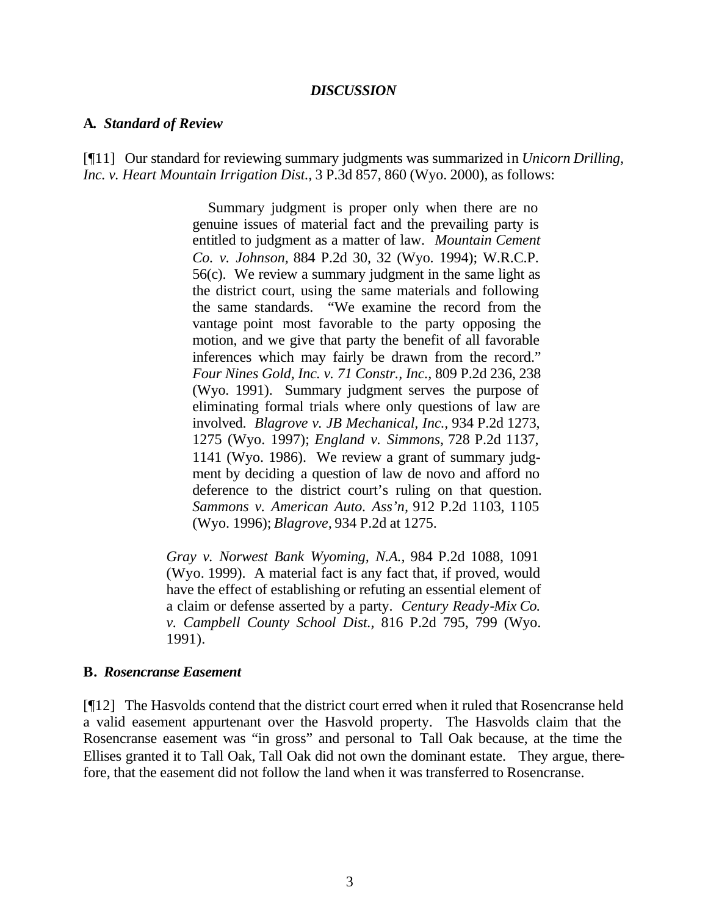## *DISCUSSION*

### A. *Standard of Review*

[¶11] Our standard for reviewing summary judgments was summarized in *Unicorn Drilling, Inc. v. Heart Mountain Irrigation Dist.*, 3 P.3d 857, 860 (Wyo. 2000), as follows:

> Summary judgment is proper only when there are no genuine issues of material fact and the prevailing party is entitled to judgment as a matter of law. *Mountain Cement Co. v. Johnson,* 884 P.2d 30, 32 (Wyo. 1994); W.R.C.P. 56(c). We review a summary judgment in the same light as the district court, using the same materials and following the same standards. "We examine the record from the vantage point most favorable to the party opposing the motion, and we give that party the benefit of all favorable inferences which may fairly be drawn from the record." *Four Nines Gold, Inc. v. 71 Constr., Inc.*, 809 P.2d 236, 238 (Wyo. 1991). Summary judgment serves the purpose of eliminating formal trials where only questions of law are involved. *Blagrove v. JB Mechanical, Inc.,* 934 P.2d 1273, 1275 (Wyo. 1997); *England v. Simmons,* 728 P.2d 1137, 1141 (Wyo. 1986). We review a grant of summary judgment by deciding a question of law de novo and afford no deference to the district court's ruling on that question. *Sammons v. American Auto. Ass'n,* 912 P.2d 1103, 1105 (Wyo. 1996); *Blagrove,* 934 P.2d at 1275.
>
> *Gray v. Norwest Bank Wyoming, N.A.*, 984 P.2d 1088, 1091 (Wyo. 1999). A material fact is any fact that, if proved, would have the effect of establishing or refuting an essential element of a claim or defense asserted by a party. *Century Ready-Mix Co. v. Campbell County School Dist.,* 816 P.2d 795, 799 (Wyo. 1991).

### B. *Rosencranse Easement*

[¶12] The Hasvolds contend that the district court erred when it ruled that Rosencranse held a valid easement appurtenant over the Hasvold property. The Hasvolds claim that the Rosencranse easement was "in gross" and personal to Tall Oak because, at the time the Ellises granted it to Tall Oak, Tall Oak did not own the dominant estate. They argue, therefore, that the easement did not follow the land when it was transferred to Rosencranse.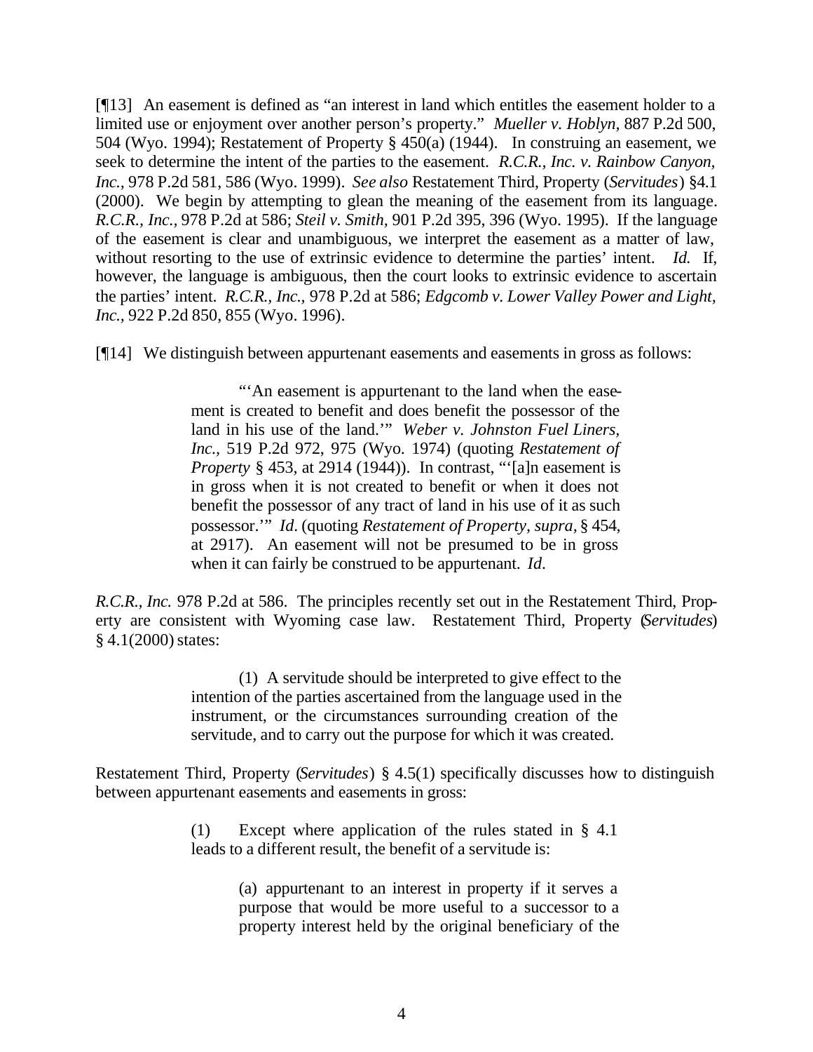[¶13] An easement is defined as "an interest in land which entitles the easement holder to a limited use or enjoyment over another person's property." *Mueller v. Hoblyn*, 887 P.2d 500, 504 (Wyo. 1994); Restatement of Property § 450(a) (1944). In construing an easement, we seek to determine the intent of the parties to the easement. *R.C.R., Inc. v. Rainbow Canyon, Inc.*, 978 P.2d 581, 586 (Wyo. 1999). *See also* Restatement Third, Property (*Servitudes*) §4.1 (2000). We begin by attempting to glean the meaning of the easement from its language. *R.C.R., Inc.*, 978 P.2d at 586; *Steil v. Smith*, 901 P.2d 395, 396 (Wyo. 1995). If the language of the easement is clear and unambiguous, we interpret the easement as a matter of law, without resorting to the use of extrinsic evidence to determine the parties' intent. *Id.* If, however, the language is ambiguous, then the court looks to extrinsic evidence to ascertain the parties' intent. *R.C.R., Inc.*, 978 P.2d at 586; *Edgcomb v. Lower Valley Power and Light, Inc.*, 922 P.2d 850, 855 (Wyo. 1996).

[¶14] We distinguish between appurtenant easements and easements in gross as follows:

> "'An easement is appurtenant to the land when the easement is created to benefit and does benefit the possessor of the land in his use of the land.'" *Weber v. Johnston Fuel Liners, Inc.*, 519 P.2d 972, 975 (Wyo. 1974) (quoting *Restatement of Property* § 453, at 2914 (1944)). In contrast, "'[a]n easement is in gross when it is not created to benefit or when it does not benefit the possessor of any tract of land in his use of it as such possessor.'" *Id*. (quoting *Restatement of Property*, *supra*, § 454, at 2917). An easement will not be presumed to be in gross when it can fairly be construed to be appurtenant. *Id*.

*R.C.R., Inc.* 978 P.2d at 586. The principles recently set out in the Restatement Third, Property are consistent with Wyoming case law. Restatement Third, Property (*Servitudes*) § 4.1(2000) states:

> (1) A servitude should be interpreted to give effect to the intention of the parties ascertained from the language used in the instrument, or the circumstances surrounding creation of the servitude, and to carry out the purpose for which it was created.

Restatement Third, Property (*Servitudes*) § 4.5(1) specifically discusses how to distinguish between appurtenant easements and easements in gross:

> (1) Except where application of the rules stated in § 4.1 leads to a different result, the benefit of a servitude is:
>
> > (a) appurtenant to an interest in property if it serves a purpose that would be more useful to a successor to a property interest held by the original beneficiary of the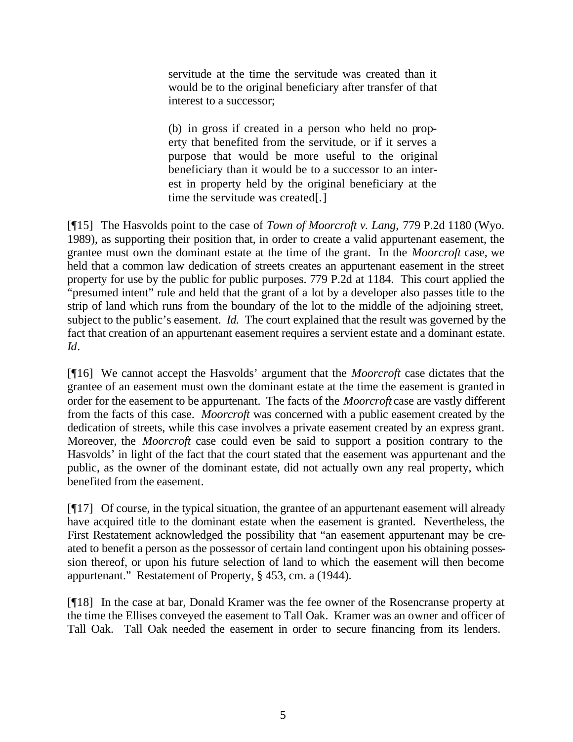> servitude at the time the servitude was created than it would be to the original beneficiary after transfer of that interest to a successor;
>
> (b) in gross if created in a person who held no property that benefited from the servitude, or if it serves a purpose that would be more useful to the original beneficiary than it would be to a successor to an interest in property held by the original beneficiary at the time the servitude was created[.]

[¶15] The Hasvolds point to the case of *Town of Moorcroft v. Lang,* 779 P.2d 1180 (Wyo. 1989), as supporting their position that, in order to create a valid appurtenant easement, the grantee must own the dominant estate at the time of the grant. In the *Moorcroft* case, we held that a common law dedication of streets creates an appurtenant easement in the street property for use by the public for public purposes. 779 P.2d at 1184. This court applied the "presumed intent" rule and held that the grant of a lot by a developer also passes title to the strip of land which runs from the boundary of the lot to the middle of the adjoining street, subject to the public's easement. *Id.* The court explained that the result was governed by the fact that creation of an appurtenant easement requires a servient estate and a dominant estate. *Id*.

[¶16] We cannot accept the Hasvolds' argument that the *Moorcroft* case dictates that the grantee of an easement must own the dominant estate at the time the easement is granted in order for the easement to be appurtenant. The facts of the *Moorcroft* case are vastly different from the facts of this case. *Moorcroft* was concerned with a public easement created by the dedication of streets, while this case involves a private easement created by an express grant. Moreover, the *Moorcroft* case could even be said to support a position contrary to the Hasvolds' in light of the fact that the court stated that the easement was appurtenant and the public, as the owner of the dominant estate, did not actually own any real property, which benefited from the easement.

[¶17] Of course, in the typical situation, the grantee of an appurtenant easement will already have acquired title to the dominant estate when the easement is granted. Nevertheless, the First Restatement acknowledged the possibility that "an easement appurtenant may be created to benefit a person as the possessor of certain land contingent upon his obtaining possession thereof, or upon his future selection of land to which the easement will then become appurtenant." Restatement of Property, § 453, cm. a (1944).

[¶18] In the case at bar, Donald Kramer was the fee owner of the Rosencranse property at the time the Ellises conveyed the easement to Tall Oak. Kramer was an owner and officer of Tall Oak. Tall Oak needed the easement in order to secure financing from its lenders.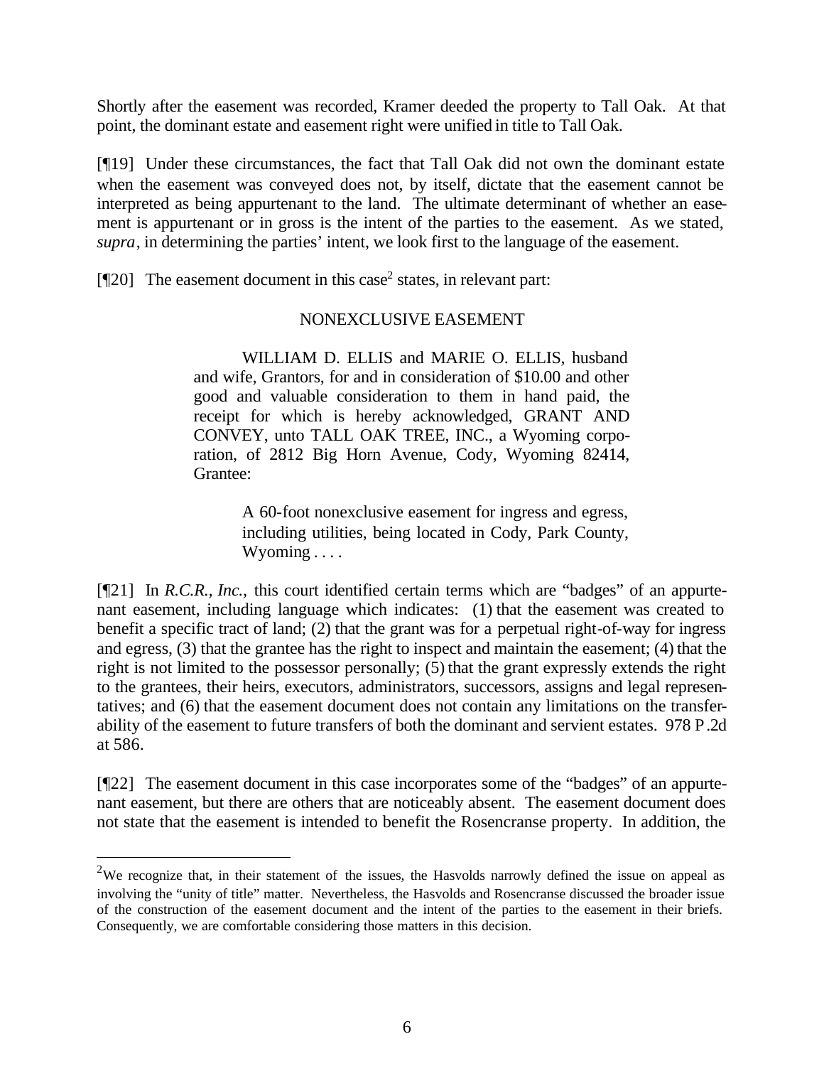Shortly after the easement was recorded, Kramer deeded the property to Tall Oak. At that point, the dominant estate and easement right were unified in title to Tall Oak.

[¶19] Under these circumstances, the fact that Tall Oak did not own the dominant estate when the easement was conveyed does not, by itself, dictate that the easement cannot be interpreted as being appurtenant to the land. The ultimate determinant of whether an easement is appurtenant or in gross is the intent of the parties to the easement. As we stated, *supra*, in determining the parties' intent, we look first to the language of the easement.

[¶20] The easement document in this case[2] states, in relevant part:

> NONEXCLUSIVE EASEMENT
>
> WILLIAM D. ELLIS and MARIE O. ELLIS, husband and wife, Grantors, for and in consideration of $10.00 and other good and valuable consideration to them in hand paid, the receipt for which is hereby acknowledged, GRANT AND CONVEY, unto TALL OAK TREE, INC., a Wyoming corporation, of 2812 Big Horn Avenue, Cody, Wyoming 82414, Grantee:
>
>> A 60-foot nonexclusive easement for ingress and egress, including utilities, being located in Cody, Park County, Wyoming . . . .

[¶21] In *R.C.R., Inc.,* this court identified certain terms which are "badges" of an appurtenant easement, including language which indicates: (1) that the easement was created to benefit a specific tract of land; (2) that the grant was for a perpetual right-of-way for ingress and egress, (3) that the grantee has the right to inspect and maintain the easement; (4) that the right is not limited to the possessor personally; (5) that the grant expressly extends the right to the grantees, their heirs, executors, administrators, successors, assigns and legal representatives; and (6) that the easement document does not contain any limitations on the transferability of the easement to future transfers of both the dominant and servient estates. 978 P.2d at 586.

[¶22] The easement document in this case incorporates some of the "badges" of an appurtenant easement, but there are others that are noticeably absent. The easement document does not state that the easement is intended to benefit the Rosencranse property. In addition, the

---

[2] We recognize that, in their statement of the issues, the Hasvolds narrowly defined the issue on appeal as involving the "unity of title" matter. Nevertheless, the Hasvolds and Rosencranse discussed the broader issue of the construction of the easement document and the intent of the parties to the easement in their briefs. Consequently, we are comfortable considering those matters in this decision.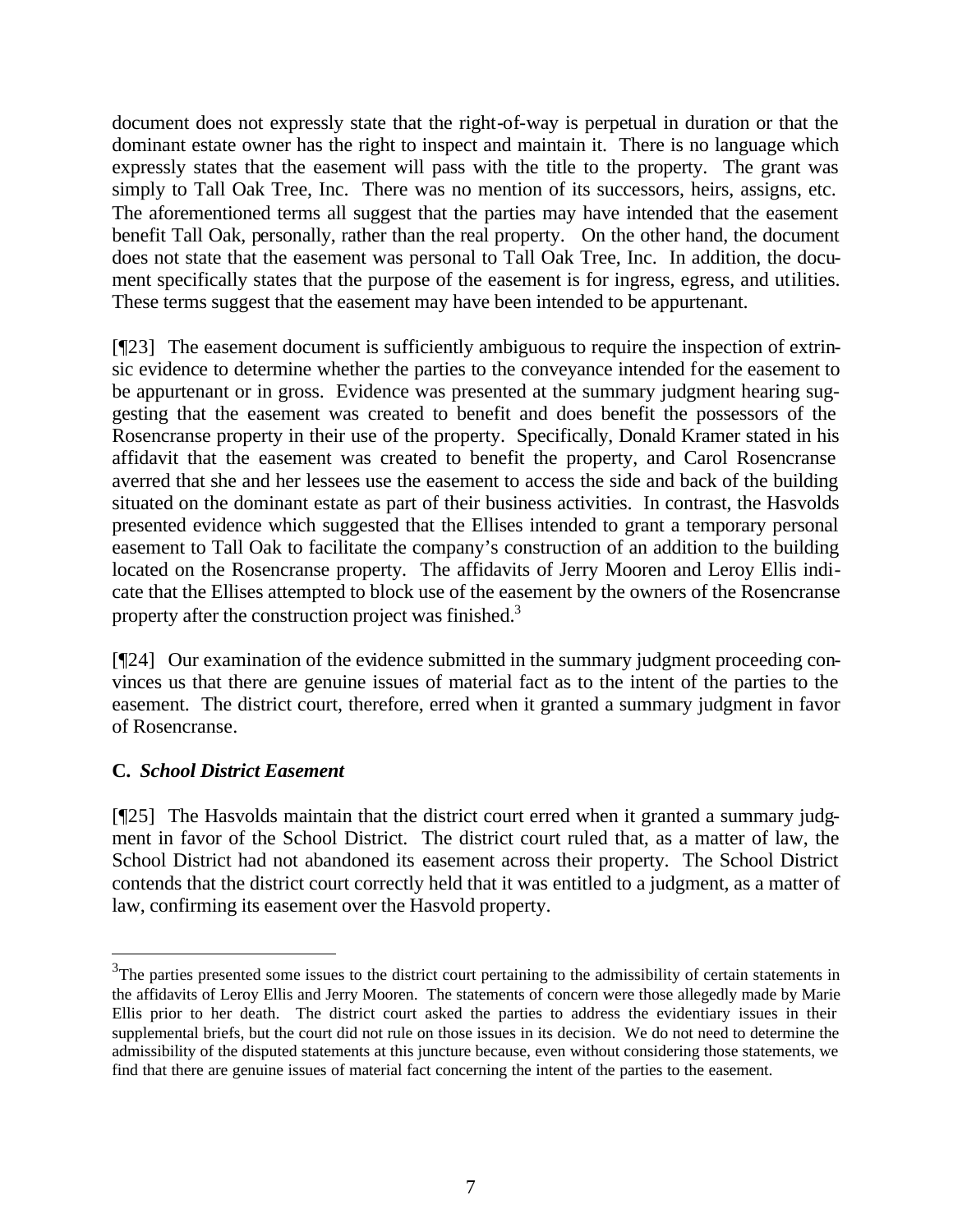document does not expressly state that the right-of-way is perpetual in duration or that the dominant estate owner has the right to inspect and maintain it. There is no language which expressly states that the easement will pass with the title to the property. The grant was simply to Tall Oak Tree, Inc. There was no mention of its successors, heirs, assigns, etc. The aforementioned terms all suggest that the parties may have intended that the easement benefit Tall Oak, personally, rather than the real property. On the other hand, the document does not state that the easement was personal to Tall Oak Tree, Inc. In addition, the document specifically states that the purpose of the easement is for ingress, egress, and utilities. These terms suggest that the easement may have been intended to be appurtenant.

[¶23] The easement document is sufficiently ambiguous to require the inspection of extrinsic evidence to determine whether the parties to the conveyance intended for the easement to be appurtenant or in gross. Evidence was presented at the summary judgment hearing suggesting that the easement was created to benefit and does benefit the possessors of the Rosencranse property in their use of the property. Specifically, Donald Kramer stated in his affidavit that the easement was created to benefit the property, and Carol Rosencranse averred that she and her lessees use the easement to access the side and back of the building situated on the dominant estate as part of their business activities. In contrast, the Hasvolds presented evidence which suggested that the Ellises intended to grant a temporary personal easement to Tall Oak to facilitate the company's construction of an addition to the building located on the Rosencranse property. The affidavits of Jerry Mooren and Leroy Ellis indicate that the Ellises attempted to block use of the easement by the owners of the Rosencranse property after the construction project was finished.[3]

[¶24] Our examination of the evidence submitted in the summary judgment proceeding convinces us that there are genuine issues of material fact as to the intent of the parties to the easement. The district court, therefore, erred when it granted a summary judgment in favor of Rosencranse.

### C. *School District Easement*

[¶25] The Hasvolds maintain that the district court erred when it granted a summary judgment in favor of the School District. The district court ruled that, as a matter of law, the School District had not abandoned its easement across their property. The School District contends that the district court correctly held that it was entitled to a judgment, as a matter of law, confirming its easement over the Hasvold property.

---

[3] The parties presented some issues to the district court pertaining to the admissibility of certain statements in the affidavits of Leroy Ellis and Jerry Mooren. The statements of concern were those allegedly made by Marie Ellis prior to her death. The district court asked the parties to address the evidentiary issues in their supplemental briefs, but the court did not rule on those issues in its decision. We do not need to determine the admissibility of the disputed statements at this juncture because, even without considering those statements, we find that there are genuine issues of material fact concerning the intent of the parties to the easement.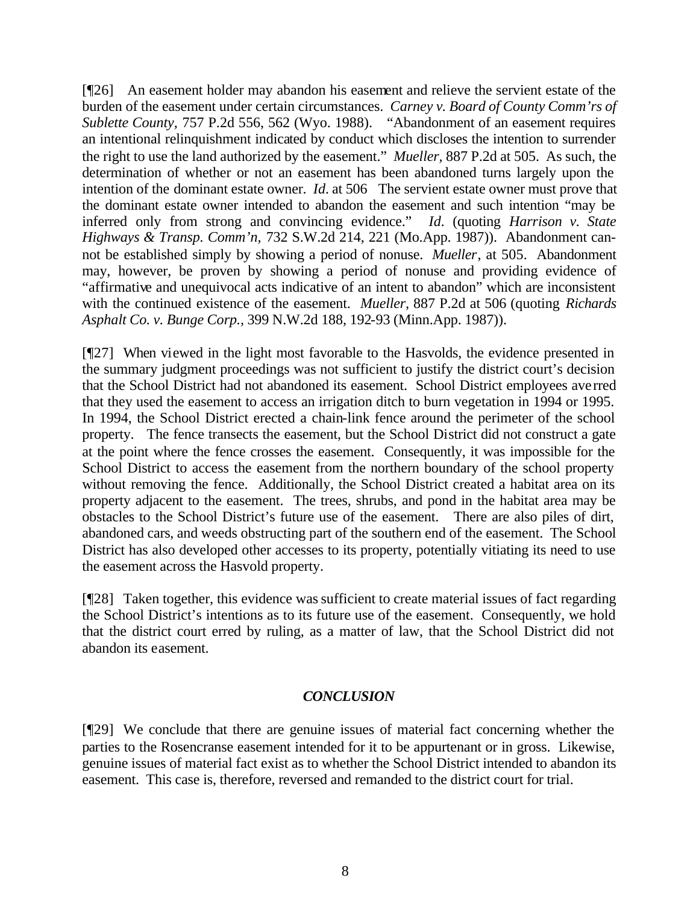[¶26] An easement holder may abandon his easement and relieve the servient estate of the burden of the easement under certain circumstances. *Carney v. Board of County Comm'rs of Sublette County*, 757 P.2d 556, 562 (Wyo. 1988). "Abandonment of an easement requires an intentional relinquishment indicated by conduct which discloses the intention to surrender the right to use the land authorized by the easement." *Mueller*, 887 P.2d at 505. As such, the determination of whether or not an easement has been abandoned turns largely upon the intention of the dominant estate owner. *Id*. at 506 The servient estate owner must prove that the dominant estate owner intended to abandon the easement and such intention "may be inferred only from strong and convincing evidence." *Id*. (quoting *Harrison v. State Highways & Transp. Comm'n*, 732 S.W.2d 214, 221 (Mo.App. 1987)). Abandonment cannot be established simply by showing a period of nonuse. *Mueller*, at 505. Abandonment may, however, be proven by showing a period of nonuse and providing evidence of "affirmative and unequivocal acts indicative of an intent to abandon" which are inconsistent with the continued existence of the easement. *Mueller*, 887 P.2d at 506 (quoting *Richards Asphalt Co. v. Bunge Corp.,* 399 N.W.2d 188, 192-93 (Minn.App. 1987)).

[¶27] When viewed in the light most favorable to the Hasvolds, the evidence presented in the summary judgment proceedings was not sufficient to justify the district court's decision that the School District had not abandoned its easement. School District employees averred that they used the easement to access an irrigation ditch to burn vegetation in 1994 or 1995. In 1994, the School District erected a chain-link fence around the perimeter of the school property. The fence transects the easement, but the School District did not construct a gate at the point where the fence crosses the easement. Consequently, it was impossible for the School District to access the easement from the northern boundary of the school property without removing the fence. Additionally, the School District created a habitat area on its property adjacent to the easement. The trees, shrubs, and pond in the habitat area may be obstacles to the School District's future use of the easement. There are also piles of dirt, abandoned cars, and weeds obstructing part of the southern end of the easement. The School District has also developed other accesses to its property, potentially vitiating its need to use the easement across the Hasvold property.

[¶28] Taken together, this evidence was sufficient to create material issues of fact regarding the School District's intentions as to its future use of the easement. Consequently, we hold that the district court erred by ruling, as a matter of law, that the School District did not abandon its easement.

## *CONCLUSION*

[¶29] We conclude that there are genuine issues of material fact concerning whether the parties to the Rosencranse easement intended for it to be appurtenant or in gross. Likewise, genuine issues of material fact exist as to whether the School District intended to abandon its easement. This case is, therefore, reversed and remanded to the district court for trial.